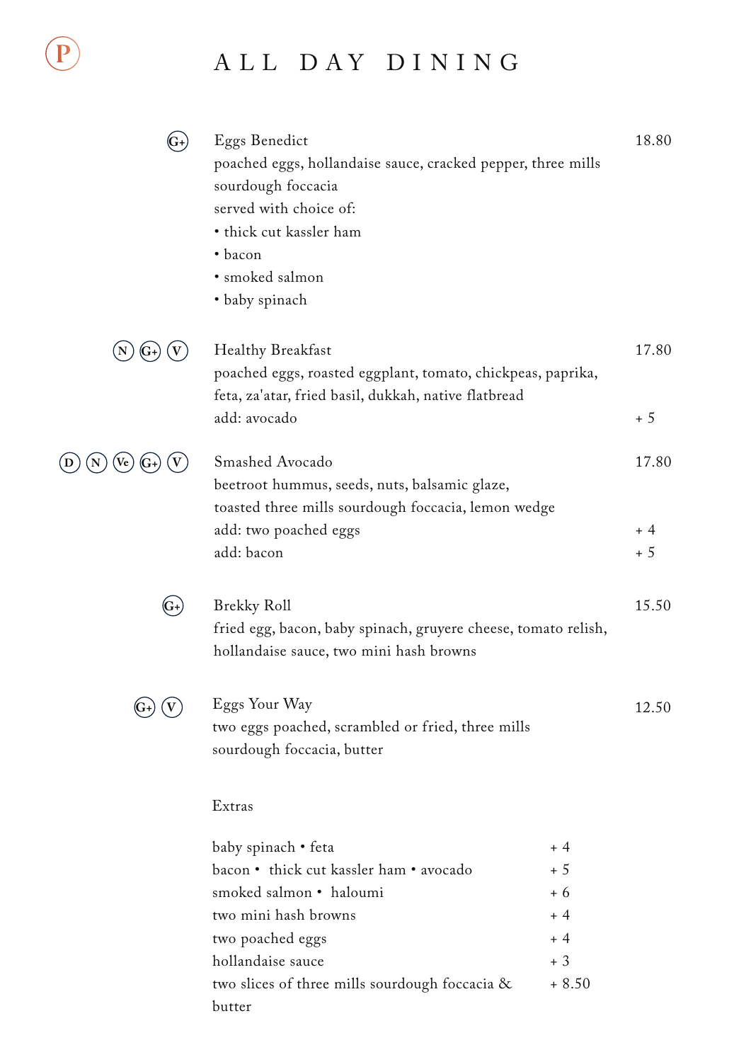# ALL DAY DINING

**(G+) Eggs Benedict** — 18.80

poached eggs, hollandaise sauce, cracked pepper, three mills sourdough foccacia

served with choice of:

- thick cut kassler ham
- bacon
- smoked salmon
- baby spinach

**(N) (G+) (V) Healthy Breakfast** — 17.80

poached eggs, roasted eggplant, tomato, chickpeas, paprika, feta, za'atar, fried basil, dukkah, native flatbread

add: avocado — + 5

**(D) (N) (Ve) (G+) (V) Smashed Avocado** — 17.80

beetroot hummus, seeds, nuts, balsamic glaze, toasted three mills sourdough foccacia, lemon wedge

add: two poached eggs — + 4

add: bacon — + 5

**(G+) Brekky Roll** — 15.50

fried egg, bacon, baby spinach, gruyere cheese, tomato relish, hollandaise sauce, two mini hash browns

**(G+) (V) Eggs Your Way** — 12.50

two eggs poached, scrambled or fried, three mills sourdough foccacia, butter

## Extras

| Item | Price |
| --- | --- |
| baby spinach • feta | + 4 |
| bacon • thick cut kassler ham • avocado | + 5 |
| smoked salmon • haloumi | + 6 |
| two mini hash browns | + 4 |
| two poached eggs | + 4 |
| hollandaise sauce | + 3 |
| two slices of three mills sourdough foccacia & butter | + 8.50 |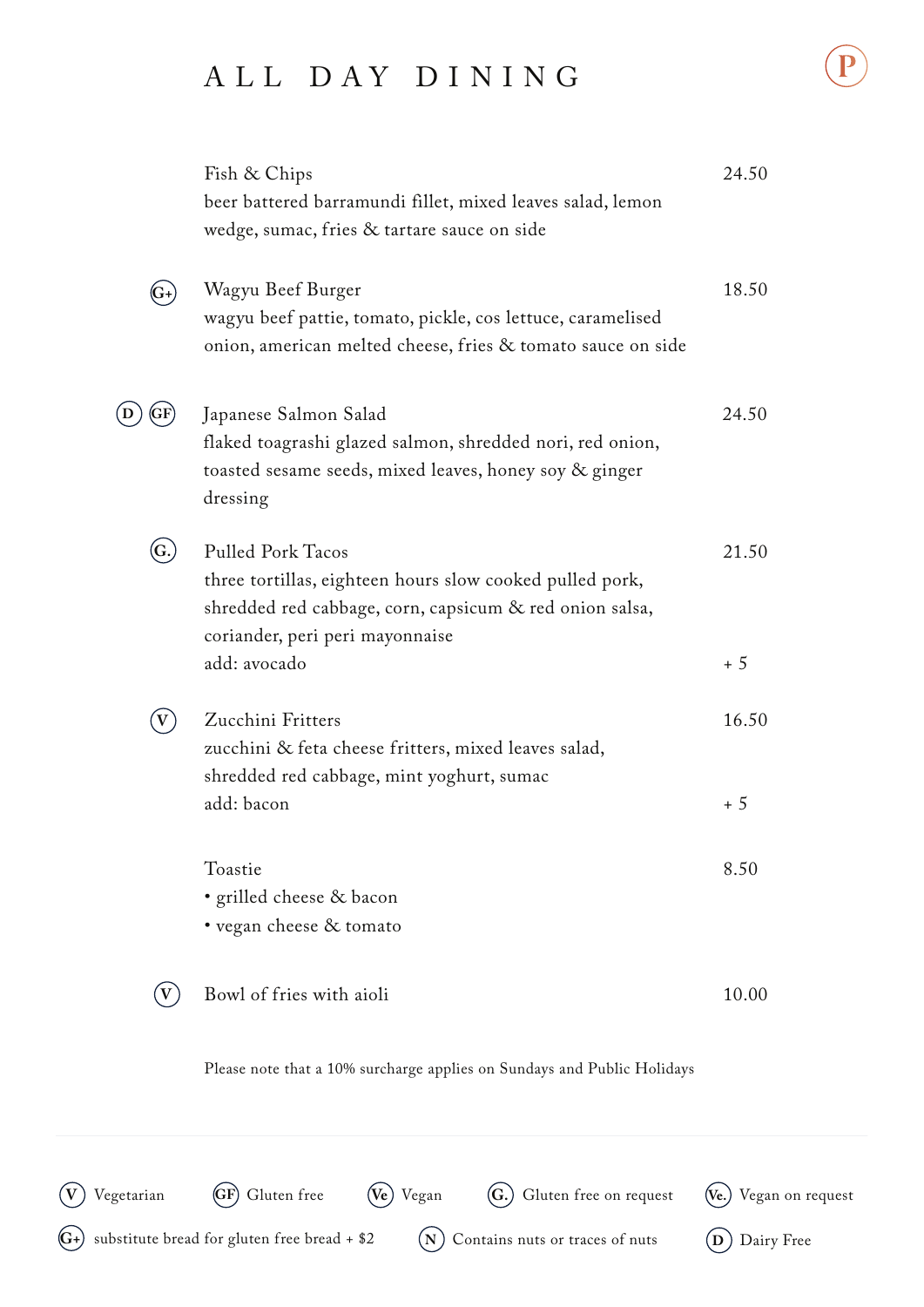# ALL DAY DINING

**Fish & Chips** — 24.50
beer battered barramundi fillet, mixed leaves salad, lemon wedge, sumac, fries & tartare sauce on side

(G+) **Wagyu Beef Burger** — 18.50
wagyu beef pattie, tomato, pickle, cos lettuce, caramelised onion, american melted cheese, fries & tomato sauce on side

(D) (GF) **Japanese Salmon Salad** — 24.50
flaked toagrashi glazed salmon, shredded nori, red onion, toasted sesame seeds, mixed leaves, honey soy & ginger dressing

(G.) **Pulled Pork Tacos** — 21.50
three tortillas, eighteen hours slow cooked pulled pork, shredded red cabbage, corn, capsicum & red onion salsa, coriander, peri peri mayonnaise
add: avocado — + 5

(V) **Zucchini Fritters** — 16.50
zucchini & feta cheese fritters, mixed leaves salad, shredded red cabbage, mint yoghurt, sumac
add: bacon — + 5

**Toastie** — 8.50
- grilled cheese & bacon
- vegan cheese & tomato

(V) **Bowl of fries with aioli** — 10.00

Please note that a 10% surcharge applies on Sundays and Public Holidays

---

(V) Vegetarian (GF) Gluten free (Ve) Vegan (G.) Gluten free on request (Ve.) Vegan on request

(G+) substitute bread for gluten free bread + $2 (N) Contains nuts or traces of nuts (D) Dairy Free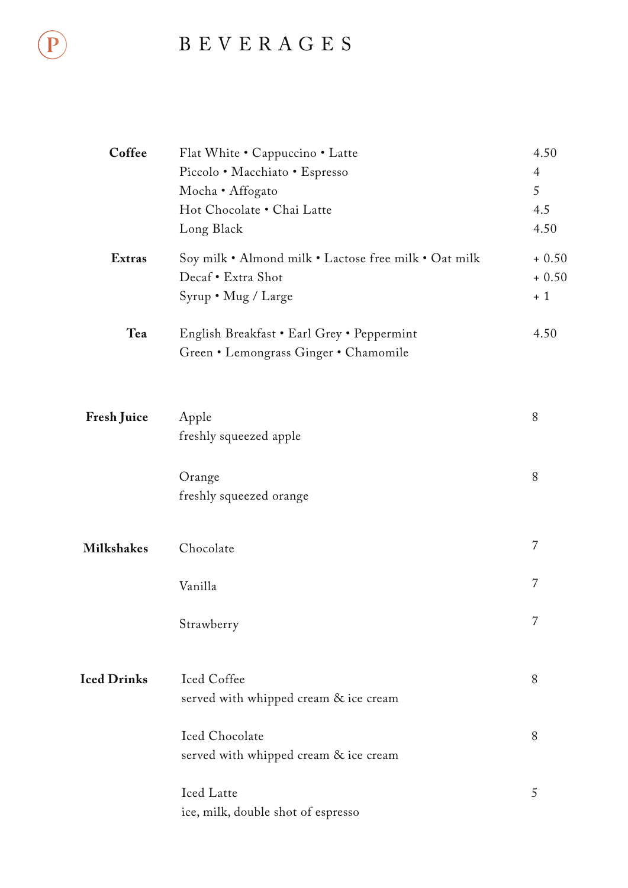# BEVERAGES

| | | |
|---|---|---|
| **Coffee** | Flat White • Cappuccino • Latte | 4.50 |
| | Piccolo • Macchiato • Espresso | 4 |
| | Mocha • Affogato | 5 |
| | Hot Chocolate • Chai Latte | 4.5 |
| | Long Black | 4.50 |
| **Extras** | Soy milk • Almond milk • Lactose free milk • Oat milk | + 0.50 |
| | Decaf • Extra Shot | + 0.50 |
| | Syrup • Mug / Large | + 1 |
| **Tea** | English Breakfast • Earl Grey • Peppermint<br>Green • Lemongrass Ginger • Chamomile | 4.50 |
| **Fresh Juice** | Apple<br>freshly squeezed apple | 8 |
| | Orange<br>freshly squeezed orange | 8 |
| **Milkshakes** | Chocolate | 7 |
| | Vanilla | 7 |
| | Strawberry | 7 |
| **Iced Drinks** | Iced Coffee<br>served with whipped cream & ice cream | 8 |
| | Iced Chocolate<br>served with whipped cream & ice cream | 8 |
| | Iced Latte<br>ice, milk, double shot of espresso | 5 |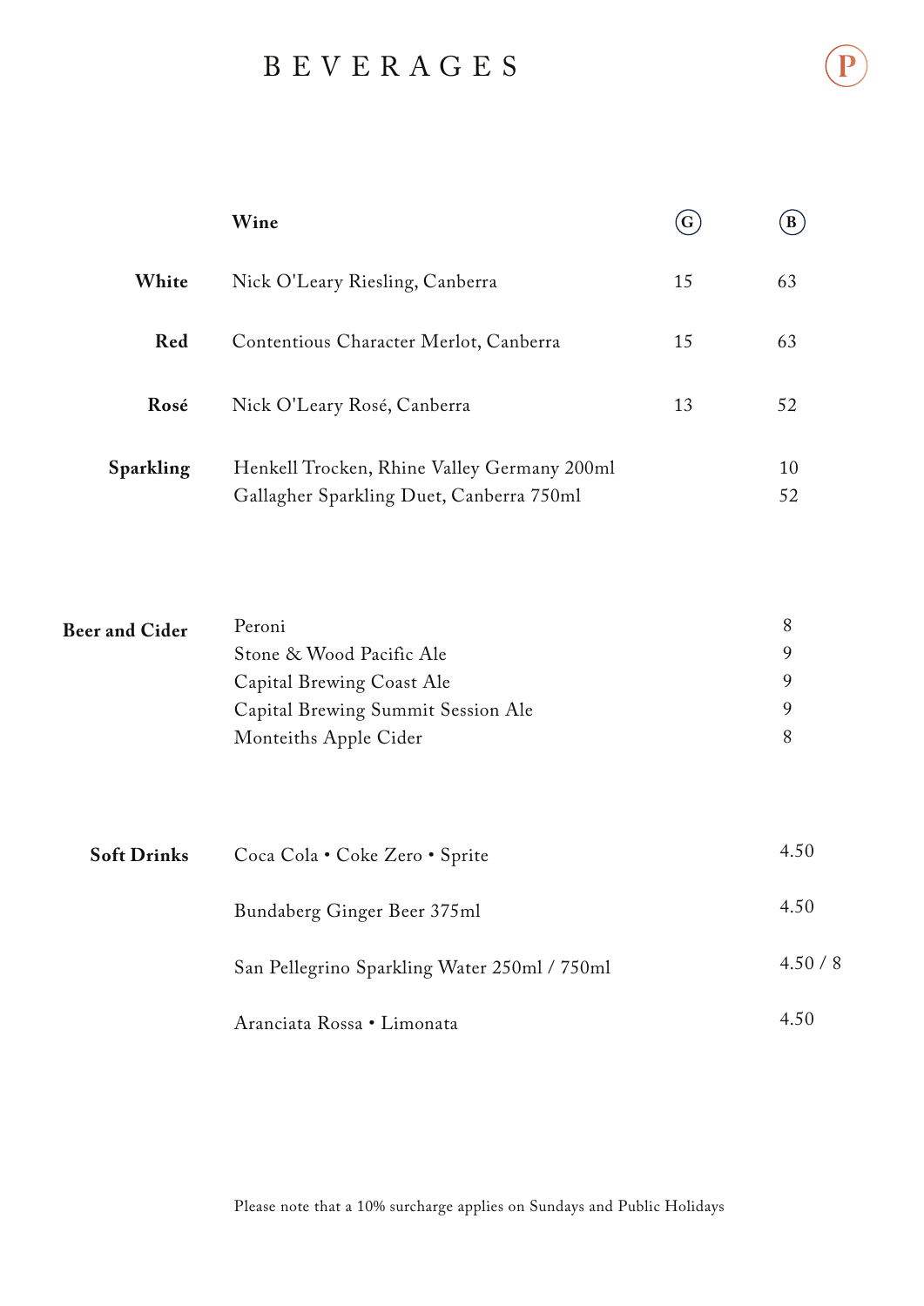# BEVERAGES

| | Wine | G | B |
|---|---|---|---|
| **White** | Nick O'Leary Riesling, Canberra | 15 | 63 |
| **Red** | Contentious Character Merlot, Canberra | 15 | 63 |
| **Rosé** | Nick O'Leary Rosé, Canberra | 13 | 52 |
| **Sparkling** | Henkell Trocken, Rhine Valley Germany 200ml | | 10 |
| | Gallagher Sparkling Duet, Canberra 750ml | | 52 |

| | | |
|---|---|---|
| **Beer and Cider** | Peroni | 8 |
| | Stone & Wood Pacific Ale | 9 |
| | Capital Brewing Coast Ale | 9 |
| | Capital Brewing Summit Session Ale | 9 |
| | Monteiths Apple Cider | 8 |

| | | |
|---|---|---|
| **Soft Drinks** | Coca Cola • Coke Zero • Sprite | 4.50 |
| | Bundaberg Ginger Beer 375ml | 4.50 |
| | San Pellegrino Sparkling Water 250ml / 750ml | 4.50 / 8 |
| | Aranciata Rossa • Limonata | 4.50 |

Please note that a 10% surcharge applies on Sundays and Public Holidays